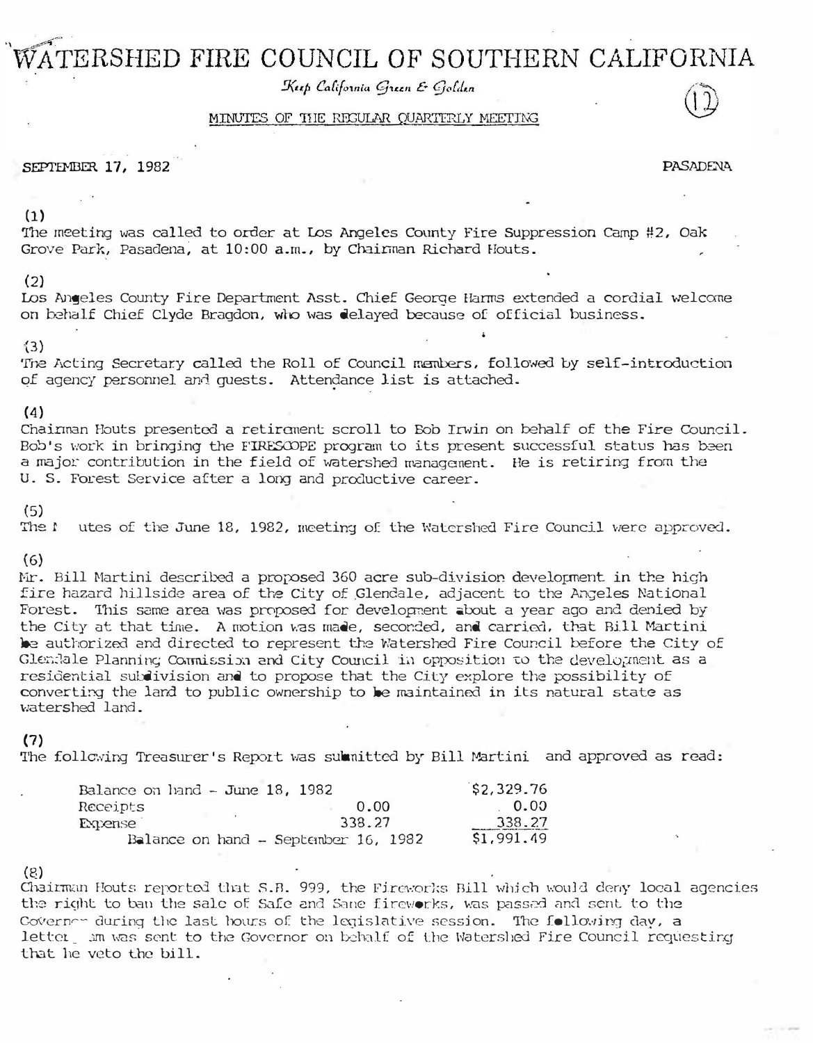# WATERSHED FIRE COUNCIL OF SOUTHERN CALIFORNIA

*Keep California Green & Golden*

MINUTES OF THE REGULAR QUARTERLY MEETING

(12)

SEPTEMBER 17, 1982 PASADENA

(1)
The meeting was called to order at Los Angeles County Fire Suppression Camp #2, Oak Grove Park, Pasadena, at 10:00 a.m., by Chairman Richard Houts.

(2)
Los Angeles County Fire Department Asst. Chief George Harms extended a cordial welcome on behalf Chief Clyde Bragdon, who was delayed because of official business.

(3)
The Acting Secretary called the Roll of Council members, followed by self-introduction of agency personnel and guests. Attendance list is attached.

(4)
Chairman Houts presented a retirement scroll to Bob Irwin on behalf of the Fire Council. Bob's work in bringing the FIRESCOPE program to its present successful status has been a major contribution in the field of watershed management. He is retiring from the U. S. Forest Service after a long and productive career.

(5)
The Minutes of the June 18, 1982, meeting of the Watershed Fire Council were approved.

(6)
Mr. Bill Martini described a proposed 360 acre sub-division development in the high fire hazard hillside area of the City of Glendale, adjacent to the Angeles National Forest. This same area was proposed for development about a year ago and denied by the City at that time. A motion was made, seconded, and carried, that Bill Martini be authorized and directed to represent the Watershed Fire Council before the City of Glendale Planning Commission and City Council in opposition to the development as a residential subdivision and to propose that the City explore the possibility of converting the land to public ownership to be maintained in its natural state as watershed land.

(7)
The following Treasurer's Report was submitted by Bill Martini and approved as read:

| | | |
|---|---|---|
| Balance on hand - June 18, 1982 | | $2,329.76 |
| Receipts | 0.00 | 0.00 |
| Expense | 338.27 | 338.27 |
| Balance on hand - September 16, 1982 | | $1,991.49 |

(8)
Chairman Houts reported that S.B. 999, the Fireworks Bill which would deny local agencies the right to ban the sale of Safe and Sane fireworks, was passed and sent to the Governor during the last hours of the legislative session. The following day, a lettergram was sent to the Governor on behalf of the Watershed Fire Council requesting that he veto the bill.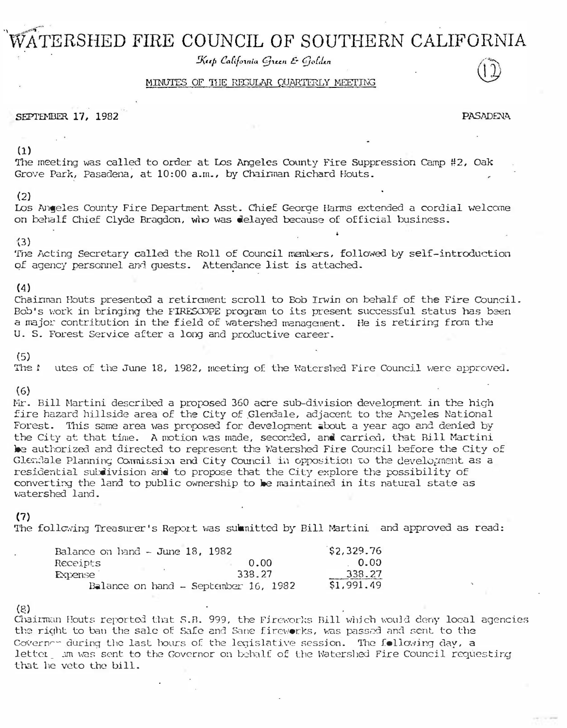# WATERSHED FIRE COUNCIL OF SOUTHERN CALIFORNIA

*Keep California Green & Golden*

MINUTES OF THE REGULAR QUARTERLY MEETING

(12)

SEPTEMBER 17, 1982 PASADENA

(1)
The meeting was called to order at Los Angeles County Fire Suppression Camp #2, Oak Grove Park, Pasadena, at 10:00 a.m., by Chairman Richard Houts.

(2)
Los Angeles County Fire Department Asst. Chief George Harms extended a cordial welcome on behalf Chief Clyde Bragdon, who was delayed because of official business.

(3)
The Acting Secretary called the Roll of Council members, followed by self-introduction of agency personnel and guests. Attendance list is attached.

(4)
Chairman Houts presented a retirement scroll to Bob Irwin on behalf of the Fire Council. Bob's work in bringing the FIRESCOPE program to its present successful status has been a major contribution in the field of watershed management. He is retiring from the U. S. Forest Service after a long and productive career.

(5)
The Minutes of the June 18, 1982, meeting of the Watershed Fire Council were approved.

(6)
Mr. Bill Martini described a proposed 360 acre sub-division development in the high fire hazard hillside area of the City of Glendale, adjacent to the Angeles National Forest. This same area was proposed for development about a year ago and denied by the City at that time. A motion was made, seconded, and carried, that Bill Martini be authorized and directed to represent the Watershed Fire Council before the City of Glendale Planning Commission and City Council in opposition to the development as a residential subdivision and to propose that the City explore the possibility of converting the land to public ownership to be maintained in its natural state as watershed land.

(7)
The following Treasurer's Report was submitted by Bill Martini and approved as read:

| | | |
|---|---|---|
| Balance on hand - June 18, 1982 | | $2,329.76 |
| Receipts | 0.00 | 0.00 |
| Expense | 338.27 | 338.27 |
| Balance on hand - September 16, 1982 | | $1,991.49 |

(8)
Chairman Houts reported that S.B. 999, the Fireworks Bill which would deny local agencies the right to ban the sale of Safe and Sane fireworks, was passed and sent to the Governor during the last hours of the legislative session. The following day, a lettergram was sent to the Governor on behalf of the Watershed Fire Council requesting that he veto the bill.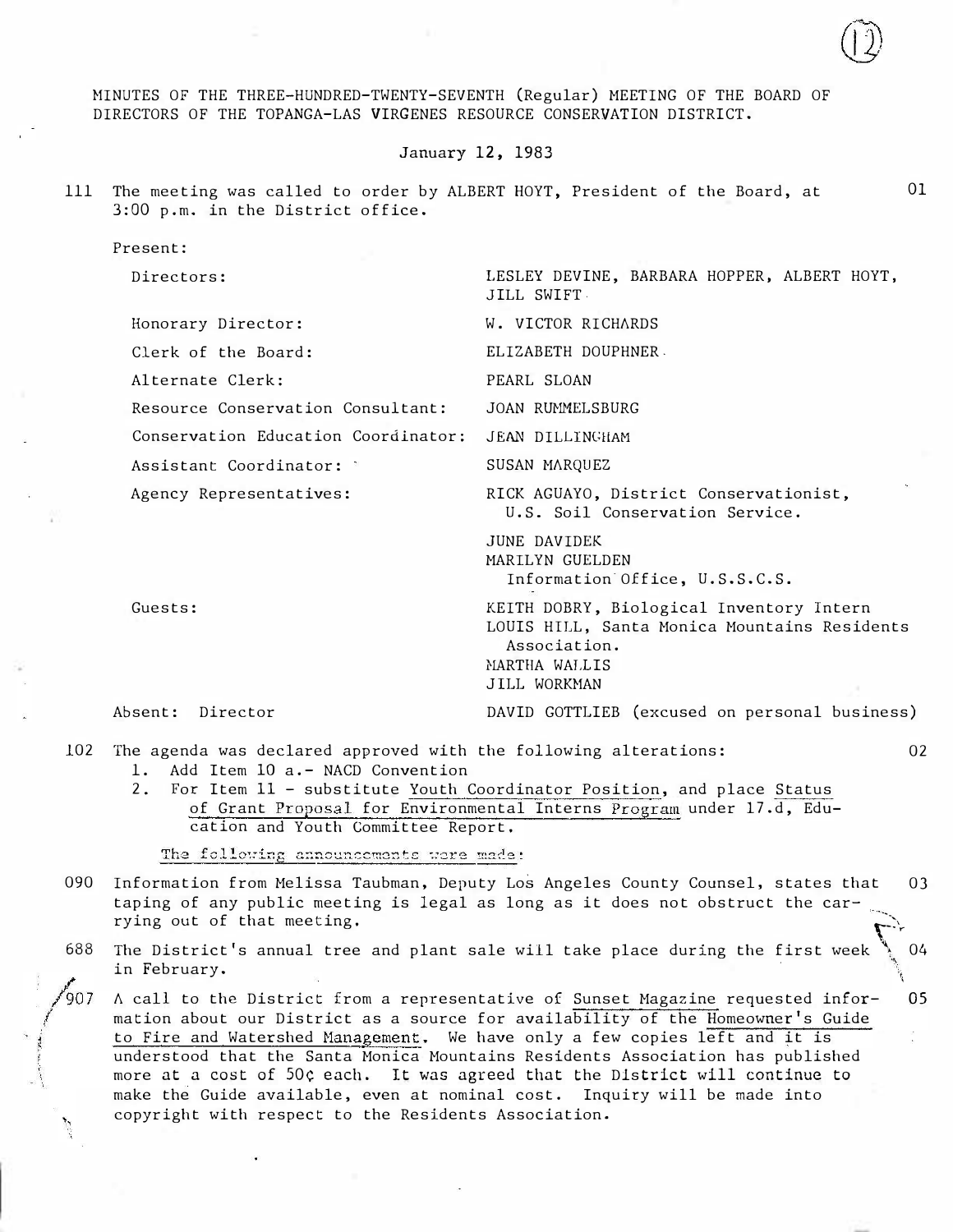MINUTES OF THE THREE-HUNDRED-TWENTY-SEVENTH (Regular) MEETING OF THE BOARD OF DIRECTORS OF THE TOPANGA-LAS VIRGENES RESOURCE CONSERVATION DISTRICT.

January 12, 1983

111 The meeting was called to order by ALBERT HOYT, President of the Board, at 3:00 p.m. in the District office. 01

Present:

| | |
|---|---|
| Directors: | LESLEY DEVINE, BARBARA HOPPER, ALBERT HOYT, JILL SWIFT |
| Honorary Director: | W. VICTOR RICHARDS |
| Clerk of the Board: | ELIZABETH DOUPHNER |
| Alternate Clerk: | PEARL SLOAN |
| Resource Conservation Consultant: | JOAN RUMMELSBURG |
| Conservation Education Coordinator: | JEAN DILLINGHAM |
| Assistant Coordinator: | SUSAN MARQUEZ |
| Agency Representatives: | RICK AGUAYO, District Conservationist, U.S. Soil Conservation Service. |
| | JUNE DAVIDEK<br>MARILYN GUELDEN<br>Information Office, U.S.S.C.S. |
| Guests: | KEITH DOBRY, Biological Inventory Intern<br>LOUIS HILL, Santa Monica Mountains Residents Association.<br>MARTHA WALLIS<br>JILL WORKMAN |
| Absent: Director | DAVID GOTTLIEB (excused on personal business) |

102 The agenda was declared approved with the following alterations: 02

1. Add Item 10 a.- NACD Convention
2. For Item 11 - substitute Youth Coordinator Position, and place Status of Grant Proposal for Environmental Interns Program under 17.d, Education and Youth Committee Report.

The following announcements were made:

090 Information from Melissa Taubman, Deputy Los Angeles County Counsel, states that taping of any public meeting is legal as long as it does not obstruct the carrying out of that meeting. 03

688 The District's annual tree and plant sale will take place during the first week in February. 04

907 A call to the District from a representative of Sunset Magazine requested information about our District as a source for availability of the Homeowner's Guide to Fire and Watershed Management. We have only a few copies left and it is understood that the Santa Monica Mountains Residents Association has published more at a cost of 50¢ each. It was agreed that the District will continue to make the Guide available, even at nominal cost. Inquiry will be made into copyright with respect to the Residents Association. 05